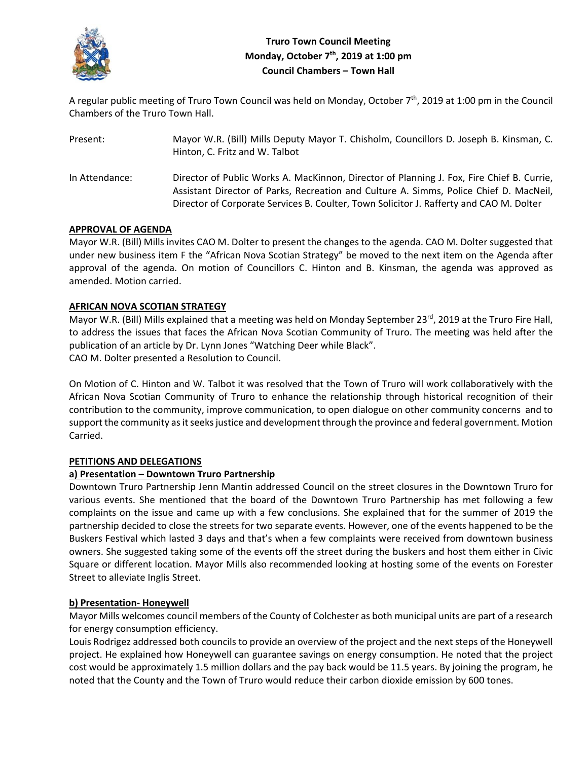# Truro Town Council Meeting
## Monday, October 7th, 2019 at 1:00 pm
## Council Chambers – Town Hall

A regular public meeting of Truro Town Council was held on Monday, October 7th, 2019 at 1:00 pm in the Council Chambers of the Truro Town Hall.

Present: Mayor W.R. (Bill) Mills Deputy Mayor T. Chisholm, Councillors D. Joseph B. Kinsman, C. Hinton, C. Fritz and W. Talbot

In Attendance: Director of Public Works A. MacKinnon, Director of Planning J. Fox, Fire Chief B. Currie, Assistant Director of Parks, Recreation and Culture A. Simms, Police Chief D. MacNeil, Director of Corporate Services B. Coulter, Town Solicitor J. Rafferty and CAO M. Dolter

**APPROVAL OF AGENDA**

Mayor W.R. (Bill) Mills invites CAO M. Dolter to present the changes to the agenda. CAO M. Dolter suggested that under new business item F the "African Nova Scotian Strategy" be moved to the next item on the Agenda after approval of the agenda. On motion of Councillors C. Hinton and B. Kinsman, the agenda was approved as amended. Motion carried.

**AFRICAN NOVA SCOTIAN STRATEGY**

Mayor W.R. (Bill) Mills explained that a meeting was held on Monday September 23rd, 2019 at the Truro Fire Hall, to address the issues that faces the African Nova Scotian Community of Truro. The meeting was held after the publication of an article by Dr. Lynn Jones "Watching Deer while Black".
CAO M. Dolter presented a Resolution to Council.

On Motion of C. Hinton and W. Talbot it was resolved that the Town of Truro will work collaboratively with the African Nova Scotian Community of Truro to enhance the relationship through historical recognition of their contribution to the community, improve communication, to open dialogue on other community concerns and to support the community as it seeks justice and development through the province and federal government. Motion Carried.

**PETITIONS AND DELEGATIONS**

**a) Presentation – Downtown Truro Partnership**

Downtown Truro Partnership Jenn Mantin addressed Council on the street closures in the Downtown Truro for various events. She mentioned that the board of the Downtown Truro Partnership has met following a few complaints on the issue and came up with a few conclusions. She explained that for the summer of 2019 the partnership decided to close the streets for two separate events. However, one of the events happened to be the Buskers Festival which lasted 3 days and that's when a few complaints were received from downtown business owners. She suggested taking some of the events off the street during the buskers and host them either in Civic Square or different location. Mayor Mills also recommended looking at hosting some of the events on Forester Street to alleviate Inglis Street.

**b) Presentation- Honeywell**

Mayor Mills welcomes council members of the County of Colchester as both municipal units are part of a research for energy consumption efficiency.

Louis Rodrigez addressed both councils to provide an overview of the project and the next steps of the Honeywell project. He explained how Honeywell can guarantee savings on energy consumption. He noted that the project cost would be approximately 1.5 million dollars and the pay back would be 11.5 years. By joining the program, he noted that the County and the Town of Truro would reduce their carbon dioxide emission by 600 tones.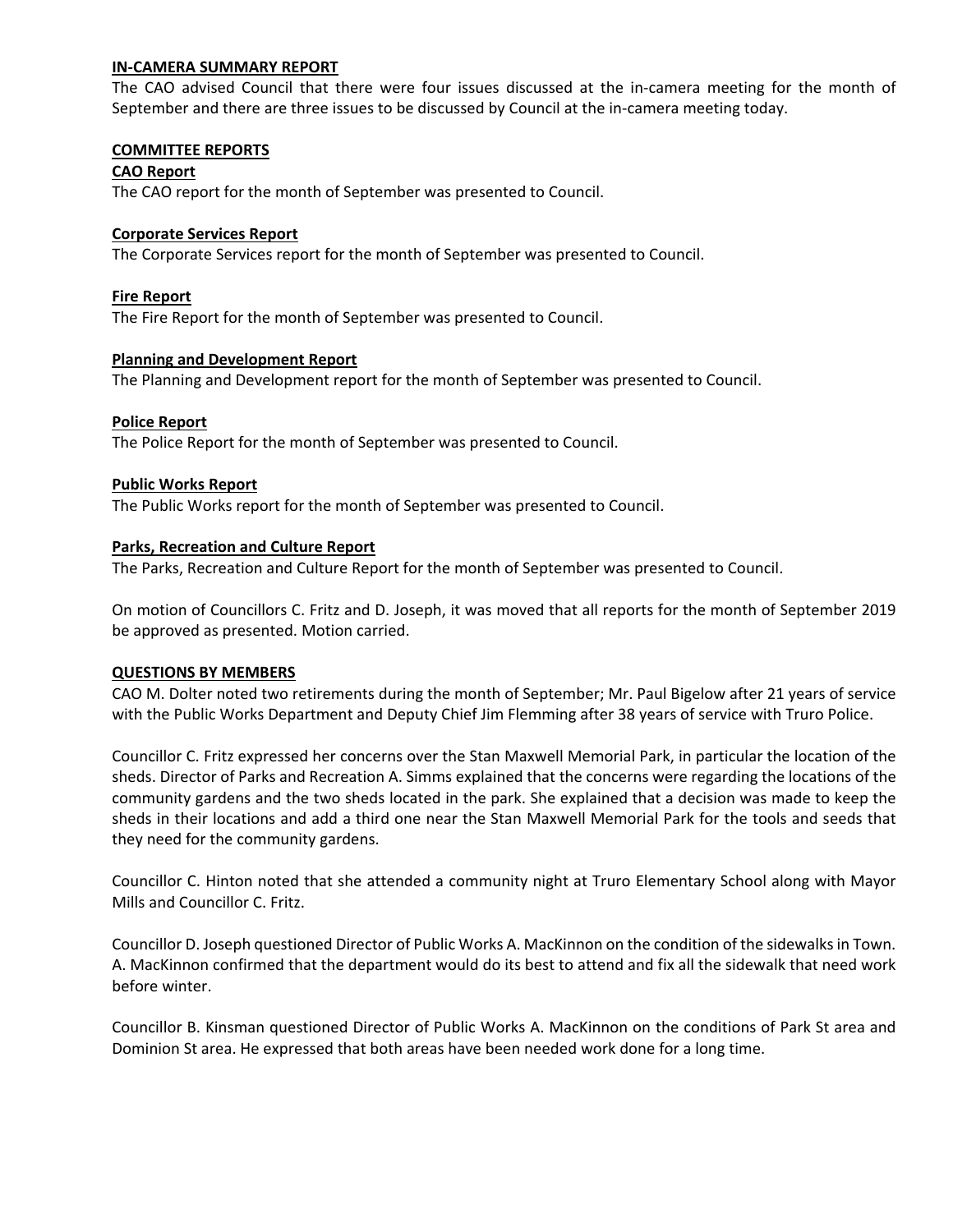**IN-CAMERA SUMMARY REPORT**

The CAO advised Council that there were four issues discussed at the in-camera meeting for the month of September and there are three issues to be discussed by Council at the in-camera meeting today.

**COMMITTEE REPORTS**

**CAO Report**

The CAO report for the month of September was presented to Council.

**Corporate Services Report**

The Corporate Services report for the month of September was presented to Council.

**Fire Report**

The Fire Report for the month of September was presented to Council.

**Planning and Development Report**

The Planning and Development report for the month of September was presented to Council.

**Police Report**

The Police Report for the month of September was presented to Council.

**Public Works Report**

The Public Works report for the month of September was presented to Council.

**Parks, Recreation and Culture Report**

The Parks, Recreation and Culture Report for the month of September was presented to Council.

On motion of Councillors C. Fritz and D. Joseph, it was moved that all reports for the month of September 2019 be approved as presented. Motion carried.

**QUESTIONS BY MEMBERS**

CAO M. Dolter noted two retirements during the month of September; Mr. Paul Bigelow after 21 years of service with the Public Works Department and Deputy Chief Jim Flemming after 38 years of service with Truro Police.

Councillor C. Fritz expressed her concerns over the Stan Maxwell Memorial Park, in particular the location of the sheds. Director of Parks and Recreation A. Simms explained that the concerns were regarding the locations of the community gardens and the two sheds located in the park. She explained that a decision was made to keep the sheds in their locations and add a third one near the Stan Maxwell Memorial Park for the tools and seeds that they need for the community gardens.

Councillor C. Hinton noted that she attended a community night at Truro Elementary School along with Mayor Mills and Councillor C. Fritz.

Councillor D. Joseph questioned Director of Public Works A. MacKinnon on the condition of the sidewalks in Town. A. MacKinnon confirmed that the department would do its best to attend and fix all the sidewalk that need work before winter.

Councillor B. Kinsman questioned Director of Public Works A. MacKinnon on the conditions of Park St area and Dominion St area. He expressed that both areas have been needed work done for a long time.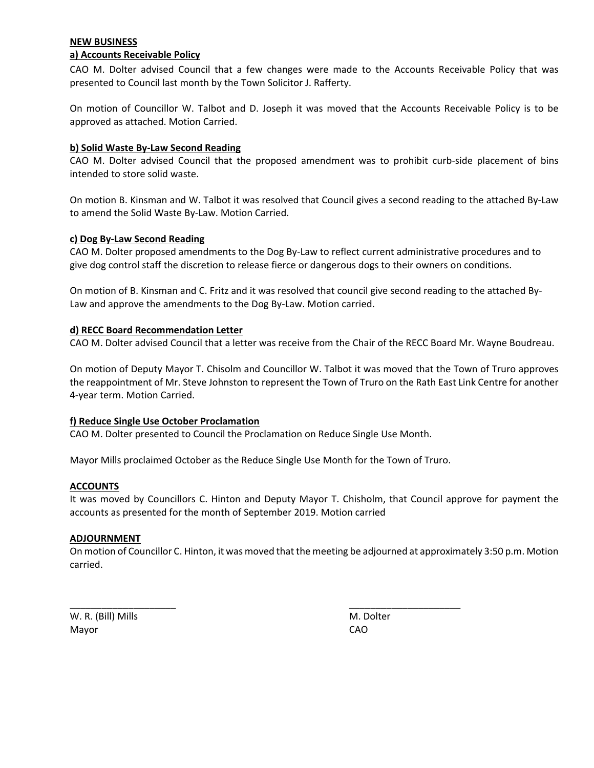## NEW BUSINESS

### a) Accounts Receivable Policy

CAO M. Dolter advised Council that a few changes were made to the Accounts Receivable Policy that was presented to Council last month by the Town Solicitor J. Rafferty.

On motion of Councillor W. Talbot and D. Joseph it was moved that the Accounts Receivable Policy is to be approved as attached. Motion Carried.

### b) Solid Waste By-Law Second Reading

CAO M. Dolter advised Council that the proposed amendment was to prohibit curb-side placement of bins intended to store solid waste.

On motion B. Kinsman and W. Talbot it was resolved that Council gives a second reading to the attached By-Law to amend the Solid Waste By-Law. Motion Carried.

### c) Dog By-Law Second Reading

CAO M. Dolter proposed amendments to the Dog By-Law to reflect current administrative procedures and to give dog control staff the discretion to release fierce or dangerous dogs to their owners on conditions.

On motion of B. Kinsman and C. Fritz and it was resolved that council give second reading to the attached By-Law and approve the amendments to the Dog By-Law. Motion carried.

### d) RECC Board Recommendation Letter

CAO M. Dolter advised Council that a letter was receive from the Chair of the RECC Board Mr. Wayne Boudreau.

On motion of Deputy Mayor T. Chisolm and Councillor W. Talbot it was moved that the Town of Truro approves the reappointment of Mr. Steve Johnston to represent the Town of Truro on the Rath East Link Centre for another 4-year term. Motion Carried.

### f) Reduce Single Use October Proclamation

CAO M. Dolter presented to Council the Proclamation on Reduce Single Use Month.

Mayor Mills proclaimed October as the Reduce Single Use Month for the Town of Truro.

## ACCOUNTS

It was moved by Councillors C. Hinton and Deputy Mayor T. Chisholm, that Council approve for payment the accounts as presented for the month of September 2019. Motion carried

## ADJOURNMENT

On motion of Councillor C. Hinton, it was moved that the meeting be adjourned at approximately 3:50 p.m. Motion carried.

| | |
|---|---|
| ____________________ | ____________________ |
| W. R. (Bill) Mills | M. Dolter |
| Mayor | CAO |